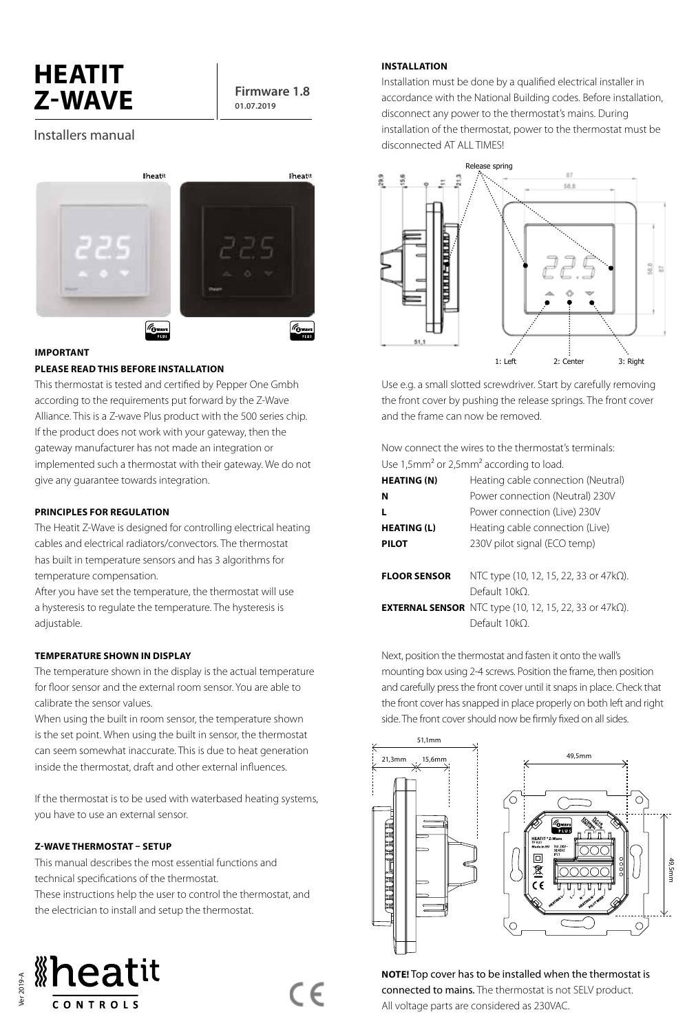# HEATIT Z-WAVE

**Firmware 1.8**
**01.07.2019**

Installers manual

### IMPORTANT

#### PLEASE READ THIS BEFORE INSTALLATION

This thermostat is tested and certified by Pepper One Gmbh according to the requirements put forward by the Z-Wave Alliance. This is a Z-wave Plus product with the 500 series chip. If the product does not work with your gateway, then the gateway manufacturer has not made an integration or implemented such a thermostat with their gateway. We do not give any guarantee towards integration.

#### PRINCIPLES FOR REGULATION

The Heatit Z-Wave is designed for controlling electrical heating cables and electrical radiators/convectors. The thermostat has built in temperature sensors and has 3 algorithms for temperature compensation.

After you have set the temperature, the thermostat will use a hysteresis to regulate the temperature. The hysteresis is adjustable.

#### TEMPERATURE SHOWN IN DISPLAY

The temperature shown in the display is the actual temperature for floor sensor and the external room sensor. You are able to calibrate the sensor values.

When using the built in room sensor, the temperature shown is the set point. When using the built in sensor, the thermostat can seem somewhat inaccurate. This is due to heat generation inside the thermostat, draft and other external influences.

If the thermostat is to be used with waterbased heating systems, you have to use an external sensor.

#### Z-WAVE THERMOSTAT – SETUP

This manual describes the most essential functions and technical specifications of the thermostat.

These instructions help the user to control the thermostat, and the electrician to install and setup the thermostat.

#### INSTALLATION

Installation must be done by a qualified electrical installer in accordance with the National Building codes. Before installation, disconnect any power to the thermostat's mains. During installation of the thermostat, power to the thermostat must be disconnected AT ALL TIMES!

Release spring

1: Left    2: Center    3: Right

Use e.g. a small slotted screwdriver. Start by carefully removing the front cover by pushing the release springs. The front cover and the frame can now be removed.

Now connect the wires to the thermostat's terminals:
Use 1,5mm² or 2,5mm² according to load.

| | |
|---|---|
| **HEATING (N)** | Heating cable connection (Neutral) |
| **N** | Power connection (Neutral) 230V |
| **L** | Power connection (Live) 230V |
| **HEATING (L)** | Heating cable connection (Live) |
| **PILOT** | 230V pilot signal (ECO temp) |
| | |
| **FLOOR SENSOR** | NTC type (10, 12, 15, 22, 33 or 47kΩ). Default 10kΩ. |
| **EXTERNAL SENSOR** | NTC type (10, 12, 15, 22, 33 or 47kΩ). Default 10kΩ. |

Next, position the thermostat and fasten it onto the wall's mounting box using 2-4 screws. Position the frame, then position and carefully press the front cover until it snaps in place. Check that the front cover has snapped in place properly on both left and right side. The front cover should now be firmly fixed on all sides.

51,1mm
21,3mm    15,6mm
49,5mm
49,5mm

**NOTE!** Top cover has to be installed when the thermostat is connected to mains. The thermostat is not SELV product. All voltage parts are considered as 230VAC.

Ver 2019-A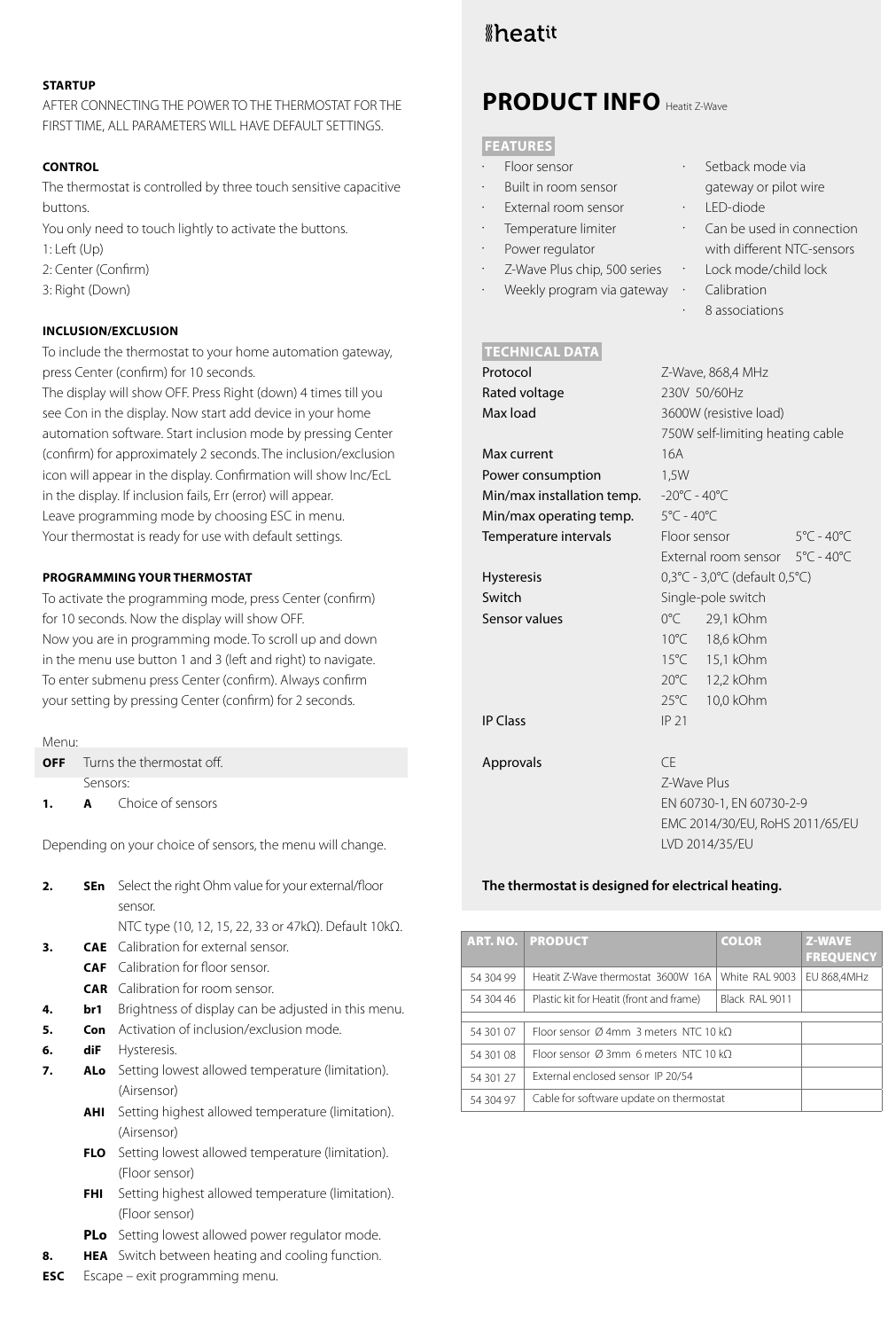**STARTUP**

AFTER CONNECTING THE POWER TO THE THERMOSTAT FOR THE FIRST TIME, ALL PARAMETERS WILL HAVE DEFAULT SETTINGS.

**CONTROL**

The thermostat is controlled by three touch sensitive capacitive buttons.
You only need to touch lightly to activate the buttons.
1: Left (Up)
2: Center (Confirm)
3: Right (Down)

**INCLUSION/EXCLUSION**

To include the thermostat to your home automation gateway, press Center (confirm) for 10 seconds.
The display will show OFF. Press Right (down) 4 times till you see Con in the display. Now start add device in your home automation software. Start inclusion mode by pressing Center (confirm) for approximately 2 seconds. The inclusion/exclusion icon will appear in the display. Confirmation will show Inc/EcL in the display. If inclusion fails, Err (error) will appear.
Leave programming mode by choosing ESC in menu.
Your thermostat is ready for use with default settings.

**PROGRAMMING YOUR THERMOSTAT**

To activate the programming mode, press Center (confirm) for 10 seconds. Now the display will show OFF.
Now you are in programming mode. To scroll up and down in the menu use button 1 and 3 (left and right) to navigate.
To enter submenu press Center (confirm). Always confirm your setting by pressing Center (confirm) for 2 seconds.

Menu:

**OFF** Turns the thermostat off.

Sensors:

**1. A** Choice of sensors

Depending on your choice of sensors, the menu will change.

**2. SEn** Select the right Ohm value for your external/floor sensor.
NTC type (10, 12, 15, 22, 33 or 47kΩ). Default 10kΩ.

**3. CAE** Calibration for external sensor.
**CAF** Calibration for floor sensor.
**CAR** Calibration for room sensor.

**4. br1** Brightness of display can be adjusted in this menu.

**5. Con** Activation of inclusion/exclusion mode.

**6. diF** Hysteresis.

**7. ALo** Setting lowest allowed temperature (limitation). (Airsensor)
**AHI** Setting highest allowed temperature (limitation). (Airsensor)
**FLO** Setting lowest allowed temperature (limitation). (Floor sensor)
**FHI** Setting highest allowed temperature (limitation). (Floor sensor)
**PLo** Setting lowest allowed power regulator mode.

**8. HEA** Switch between heating and cooling function.

**ESC** Escape – exit programming menu.

# PRODUCT INFO Heatit Z-Wave

## FEATURES

- Floor sensor
- Built in room sensor
- External room sensor
- Temperature limiter
- Power regulator
- Z-Wave Plus chip, 500 series
- Weekly program via gateway
- Setback mode via gateway or pilot wire
- LED-diode
- Can be used in connection with different NTC-sensors
- Lock mode/child lock
- Calibration
- 8 associations

## TECHNICAL DATA

| | | |
|---|---|---|
| Protocol | Z-Wave, 868,4 MHz | |
| Rated voltage | 230V 50/60Hz | |
| Max load | 3600W (resistive load) | |
| | 750W self-limiting heating cable | |
| Max current | 16A | |
| Power consumption | 1,5W | |
| Min/max installation temp. | -20°C - 40°C | |
| Min/max operating temp. | 5°C - 40°C | |
| Temperature intervals | Floor sensor | 5°C - 40°C |
| | External room sensor | 5°C - 40°C |
| Hysteresis | 0,3°C - 3,0°C (default 0,5°C) | |
| Switch | Single-pole switch | |
| Sensor values | 0°C | 29,1 kOhm |
| | 10°C | 18,6 kOhm |
| | 15°C | 15,1 kOhm |
| | 20°C | 12,2 kOhm |
| | 25°C | 10,0 kOhm |
| IP Class | IP 21 | |
| Approvals | CE | |
| | Z-Wave Plus | |
| | EN 60730-1, EN 60730-2-9 | |
| | EMC 2014/30/EU, RoHS 2011/65/EU | |
| | LVD 2014/35/EU | |

**The thermostat is designed for electrical heating.**

| ART. NO. | PRODUCT | COLOR | Z-WAVE FREQUENCY |
|---|---|---|---|
| 54 304 99 | Heatit Z-Wave thermostat 3600W 16A | White RAL 9003 | EU 868,4MHz |
| 54 304 46 | Plastic kit for Heatit (front and frame) | Black RAL 9011 | |
| | | | |
| 54 301 07 | Floor sensor Ø 4mm 3 meters NTC 10 kΩ | | |
| 54 301 08 | Floor sensor Ø 3mm 6 meters NTC 10 kΩ | | |
| 54 301 27 | External enclosed sensor IP 20/54 | | |
| 54 304 97 | Cable for software update on thermostat | | |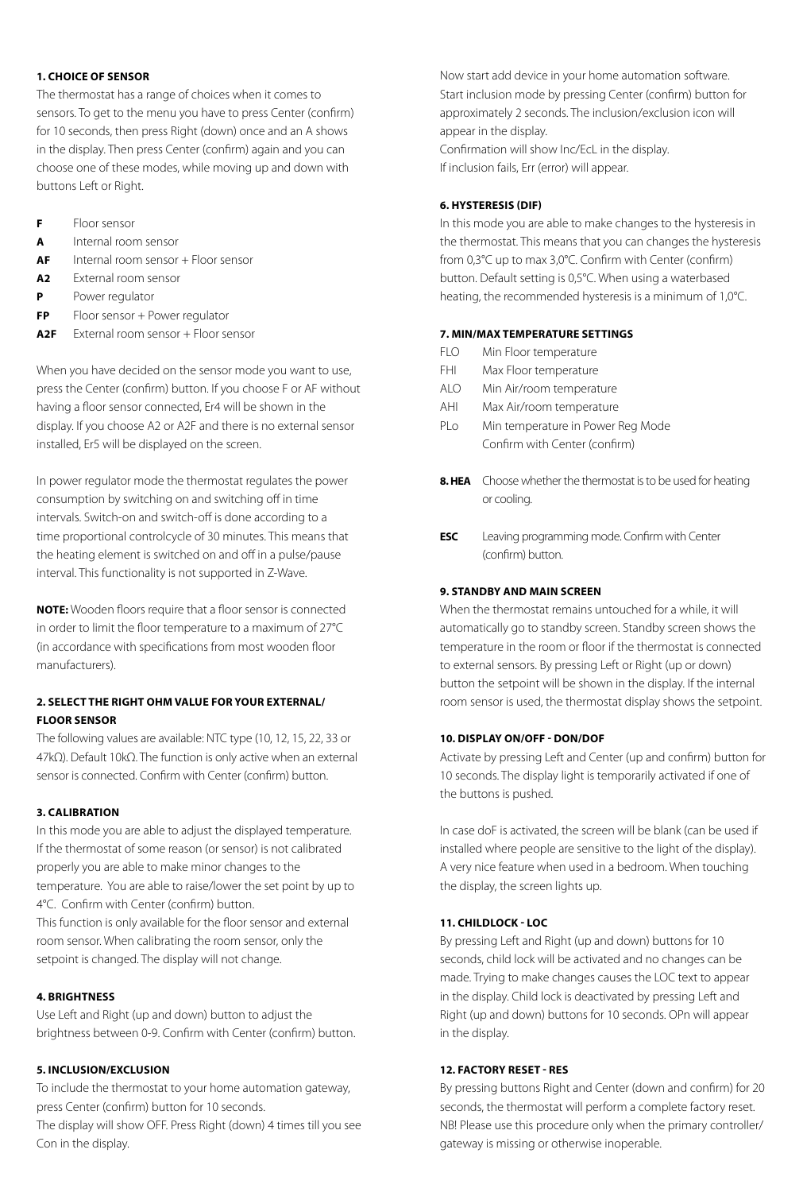### 1. CHOICE OF SENSOR

The thermostat has a range of choices when it comes to sensors. To get to the menu you have to press Center (confirm) for 10 seconds, then press Right (down) once and an A shows in the display. Then press Center (confirm) again and you can choose one of these modes, while moving up and down with buttons Left or Right.

| | |
|---|---|
| **F** | Floor sensor |
| **A** | Internal room sensor |
| **AF** | Internal room sensor + Floor sensor |
| **A2** | External room sensor |
| **P** | Power regulator |
| **FP** | Floor sensor + Power regulator |
| **A2F** | External room sensor + Floor sensor |

When you have decided on the sensor mode you want to use, press the Center (confirm) button. If you choose F or AF without having a floor sensor connected, Er4 will be shown in the display. If you choose A2 or A2F and there is no external sensor installed, Er5 will be displayed on the screen.

In power regulator mode the thermostat regulates the power consumption by switching on and switching off in time intervals. Switch-on and switch-off is done according to a time proportional controlcycle of 30 minutes. This means that the heating element is switched on and off in a pulse/pause interval. This functionality is not supported in Z-Wave.

**NOTE:** Wooden floors require that a floor sensor is connected in order to limit the floor temperature to a maximum of 27°C (in accordance with specifications from most wooden floor manufacturers).

### 2. SELECT THE RIGHT OHM VALUE FOR YOUR EXTERNAL/ FLOOR SENSOR

The following values are available: NTC type (10, 12, 15, 22, 33 or 47kΩ). Default 10kΩ. The function is only active when an external sensor is connected. Confirm with Center (confirm) button.

### 3. CALIBRATION

In this mode you are able to adjust the displayed temperature. If the thermostat of some reason (or sensor) is not calibrated properly you are able to make minor changes to the temperature. You are able to raise/lower the set point by up to 4°C. Confirm with Center (confirm) button.
This function is only available for the floor sensor and external room sensor. When calibrating the room sensor, only the setpoint is changed. The display will not change.

### 4. BRIGHTNESS

Use Left and Right (up and down) button to adjust the brightness between 0-9. Confirm with Center (confirm) button.

### 5. INCLUSION/EXCLUSION

To include the thermostat to your home automation gateway, press Center (confirm) button for 10 seconds.
The display will show OFF. Press Right (down) 4 times till you see Con in the display.

Now start add device in your home automation software. Start inclusion mode by pressing Center (confirm) button for approximately 2 seconds. The inclusion/exclusion icon will appear in the display.
Confirmation will show Inc/EcL in the display.
If inclusion fails, Err (error) will appear.

### 6. HYSTERESIS (DIF)

In this mode you are able to make changes to the hysteresis in the thermostat. This means that you can changes the hysteresis from 0,3°C up to max 3,0°C. Confirm with Center (confirm) button. Default setting is 0,5°C. When using a waterbased heating, the recommended hysteresis is a minimum of 1,0°C.

### 7. MIN/MAX TEMPERATURE SETTINGS

| | |
|---|---|
| FLO | Min Floor temperature |
| FHI | Max Floor temperature |
| ALO | Min Air/room temperature |
| AHI | Max Air/room temperature |
| PLo | Min temperature in Power Reg Mode<br>Confirm with Center (confirm) |

**8. HEA** Choose whether the thermostat is to be used for heating or cooling.

**ESC** Leaving programming mode. Confirm with Center (confirm) button.

### 9. STANDBY AND MAIN SCREEN

When the thermostat remains untouched for a while, it will automatically go to standby screen. Standby screen shows the temperature in the room or floor if the thermostat is connected to external sensors. By pressing Left or Right (up or down) button the setpoint will be shown in the display. If the internal room sensor is used, the thermostat display shows the setpoint.

### 10. DISPLAY ON/OFF - DON/DOF

Activate by pressing Left and Center (up and confirm) button for 10 seconds. The display light is temporarily activated if one of the buttons is pushed.

In case doF is activated, the screen will be blank (can be used if installed where people are sensitive to the light of the display). A very nice feature when used in a bedroom. When touching the display, the screen lights up.

### 11. CHILDLOCK - LOC

By pressing Left and Right (up and down) buttons for 10 seconds, child lock will be activated and no changes can be made. Trying to make changes causes the LOC text to appear in the display. Child lock is deactivated by pressing Left and Right (up and down) buttons for 10 seconds. OPn will appear in the display.

### 12. FACTORY RESET - RES

By pressing buttons Right and Center (down and confirm) for 20 seconds, the thermostat will perform a complete factory reset. NB! Please use this procedure only when the primary controller/ gateway is missing or otherwise inoperable.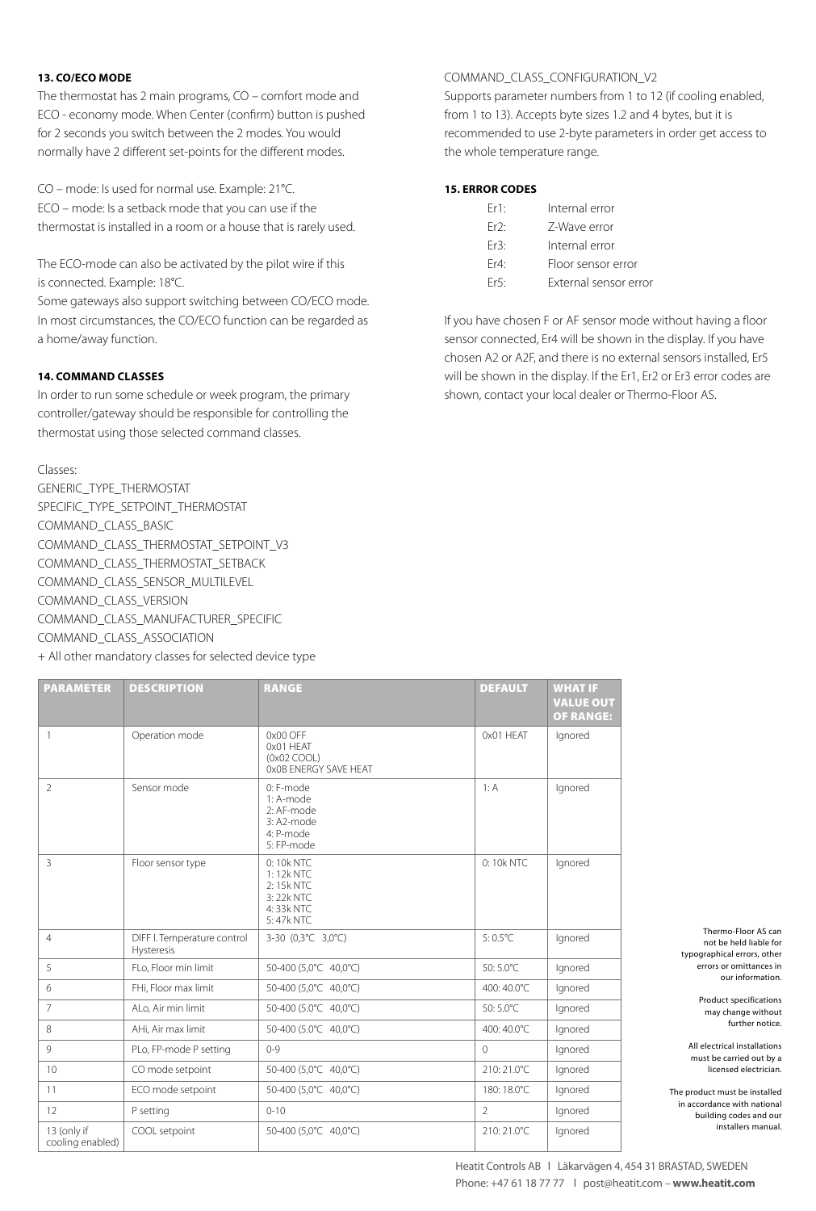**13. CO/ECO MODE**

The thermostat has 2 main programs, CO – comfort mode and ECO - economy mode. When Center (confirm) button is pushed for 2 seconds you switch between the 2 modes. You would normally have 2 different set-points for the different modes.

CO – mode: Is used for normal use. Example: 21°C.
ECO – mode: Is a setback mode that you can use if the thermostat is installed in a room or a house that is rarely used.

The ECO-mode can also be activated by the pilot wire if this is connected. Example: 18°C.
Some gateways also support switching between CO/ECO mode. In most circumstances, the CO/ECO function can be regarded as a home/away function.

**14. COMMAND CLASSES**

In order to run some schedule or week program, the primary controller/gateway should be responsible for controlling the thermostat using those selected command classes.

Classes:
GENERIC_TYPE_THERMOSTAT
SPECIFIC_TYPE_SETPOINT_THERMOSTAT
COMMAND_CLASS_BASIC
COMMAND_CLASS_THERMOSTAT_SETPOINT_V3
COMMAND_CLASS_THERMOSTAT_SETBACK
COMMAND_CLASS_SENSOR_MULTILEVEL
COMMAND_CLASS_VERSION
COMMAND_CLASS_MANUFACTURER_SPECIFIC
COMMAND_CLASS_ASSOCIATION
+ All other mandatory classes for selected device type

COMMAND_CLASS_CONFIGURATION_V2
Supports parameter numbers from 1 to 12 (if cooling enabled, from 1 to 13). Accepts byte sizes 1.2 and 4 bytes, but it is recommended to use 2-byte parameters in order get access to the whole temperature range.

**15. ERROR CODES**

| | |
|---|---|
| Er1: | Internal error |
| Er2: | Z-Wave error |
| Er3: | Internal error |
| Er4: | Floor sensor error |
| Er5: | External sensor error |

If you have chosen F or AF sensor mode without having a floor sensor connected, Er4 will be shown in the display. If you have chosen A2 or A2F, and there is no external sensors installed, Er5 will be shown in the display. If the Er1, Er2 or Er3 error codes are shown, contact your local dealer or Thermo-Floor AS.

| PARAMETER | DESCRIPTION | RANGE | DEFAULT | WHAT IF VALUE OUT OF RANGE: |
|---|---|---|---|---|
| 1 | Operation mode | 0x00 OFF<br>0x01 HEAT<br>(0x02 COOL)<br>0x0B ENERGY SAVE HEAT | 0x01 HEAT | Ignored |
| 2 | Sensor mode | 0: F-mode<br>1: A-mode<br>2: AF-mode<br>3: A2-mode<br>4: P-mode<br>5: FP-mode | 1: A | Ignored |
| 3 | Floor sensor type | 0: 10k NTC<br>1: 12k NTC<br>2: 15k NTC<br>3: 22k NTC<br>4: 33k NTC<br>5: 47k NTC | 0: 10k NTC | Ignored |
| 4 | DIFF l. Temperature control Hysteresis | 3-30 (0,3°C 3,0°C) | 5: 0.5°C | Ignored |
| 5 | FLo, Floor min limit | 50-400 (5,0°C 40,0°C) | 50: 5.0°C | Ignored |
| 6 | FHi, Floor max limit | 50-400 (5,0°C 40,0°C) | 400: 40.0°C | Ignored |
| 7 | ALo, Air min limit | 50-400 (5.0°C 40.0°C) | 50: 5.0°C | Ignored |
| 8 | AHi, Air max limit | 50-400 (5.0°C 40.0°C) | 400: 40.0°C | Ignored |
| 9 | PLo, FP-mode P setting | 0-9 | 0 | Ignored |
| 10 | CO mode setpoint | 50-400 (5,0°C 40,0°C) | 210: 21.0°C | Ignored |
| 11 | ECO mode setpoint | 50-400 (5,0°C 40,0°C) | 180: 18.0°C | Ignored |
| 12 | P setting | 0-10 | 2 | Ignored |
| 13 (only if cooling enabled) | COOL setpoint | 50-400 (5,0°C 40,0°C) | 210: 21.0°C | Ignored |

Thermo-Floor AS can not be held liable for typographical errors, other errors or omittances in our information.

Product specifications may change without further notice.

All electrical installations must be carried out by a licensed electrician.

The product must be installed in accordance with national building codes and our installers manual.

Heatit Controls AB I Läkarvägen 4, 454 31 BRASTAD, SWEDEN
Phone: +47 61 18 77 77 I post@heatit.com – **www.heatit.com**